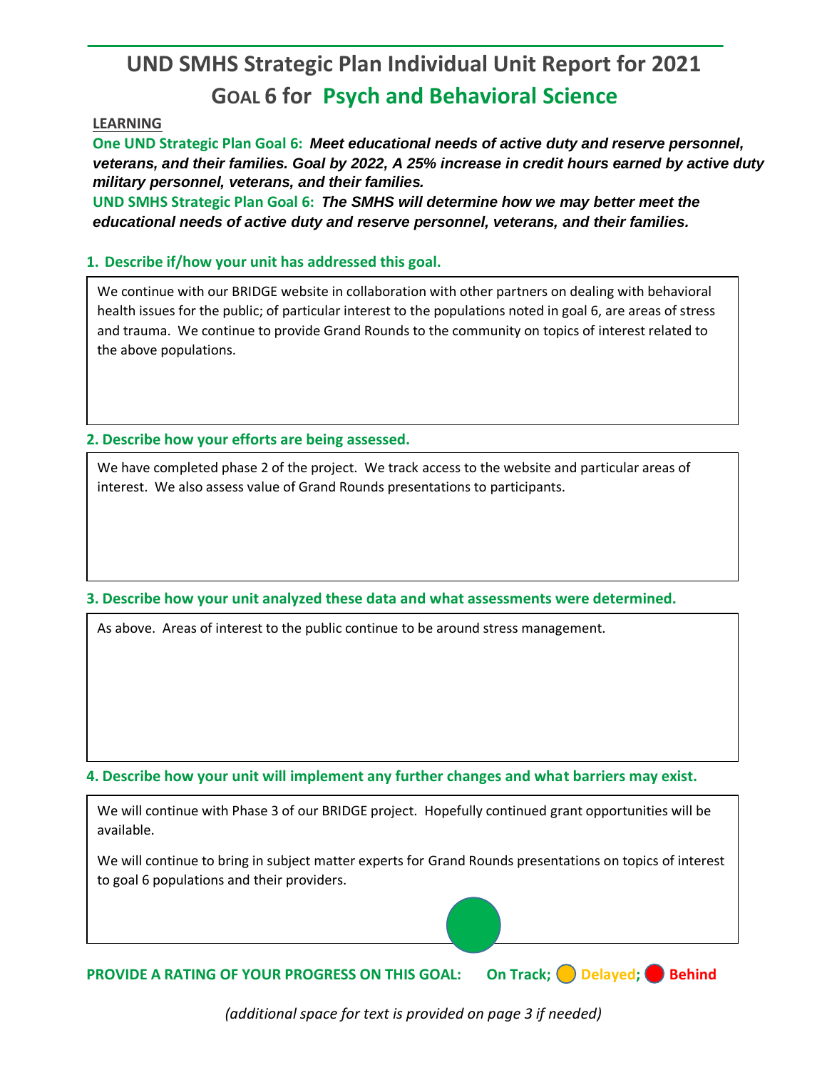# UND SMHS Strategic Plan Individual Unit Report for 2021

## GOAL 6 for Psych and Behavioral Science

**LEARNING**

**One UND Strategic Plan Goal 6:** ***Meet educational needs of active duty and reserve personnel, veterans, and their families. Goal by 2022, A 25% increase in credit hours earned by active duty military personnel, veterans, and their families.***

**UND SMHS Strategic Plan Goal 6:** ***The SMHS will determine how we may better meet the educational needs of active duty and reserve personnel, veterans, and their families.***

### 1. Describe if/how your unit has addressed this goal.

We continue with our BRIDGE website in collaboration with other partners on dealing with behavioral health issues for the public; of particular interest to the populations noted in goal 6, are areas of stress and trauma. We continue to provide Grand Rounds to the community on topics of interest related to the above populations.

### 2. Describe how your efforts are being assessed.

We have completed phase 2 of the project. We track access to the website and particular areas of interest. We also assess value of Grand Rounds presentations to participants.

### 3. Describe how your unit analyzed these data and what assessments were determined.

As above. Areas of interest to the public continue to be around stress management.

### 4. Describe how your unit will implement any further changes and what barriers may exist.

We will continue with Phase 3 of our BRIDGE project. Hopefully continued grant opportunities will be available.

We will continue to bring in subject matter experts for Grand Rounds presentations on topics of interest to goal 6 populations and their providers.

**PROVIDE A RATING OF YOUR PROGRESS ON THIS GOAL:** ● On Track (selected); ○ Delayed; ○ Behind

*(additional space for text is provided on page 3 if needed)*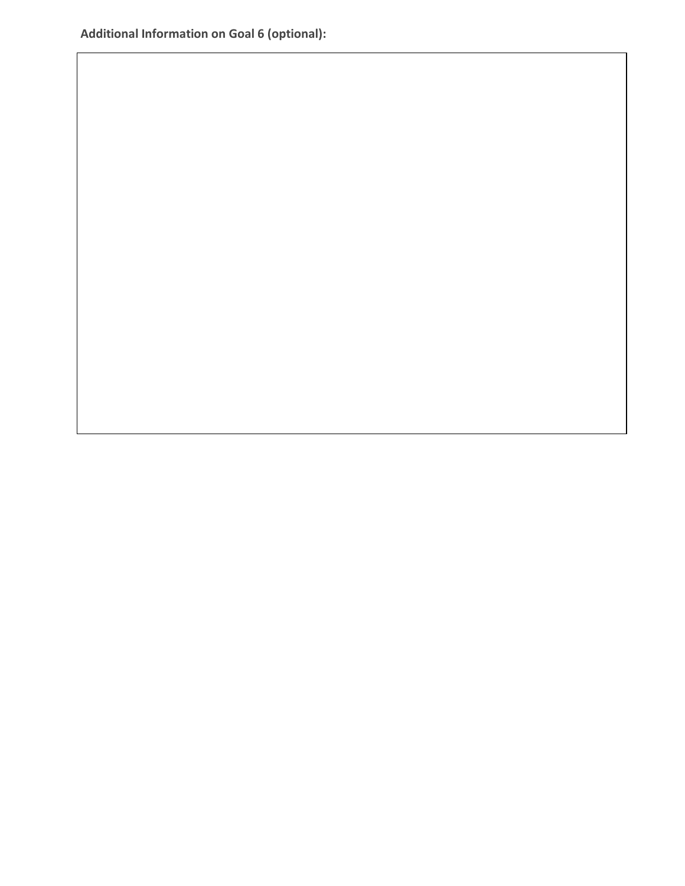**Additional Information on Goal 6 (optional):**